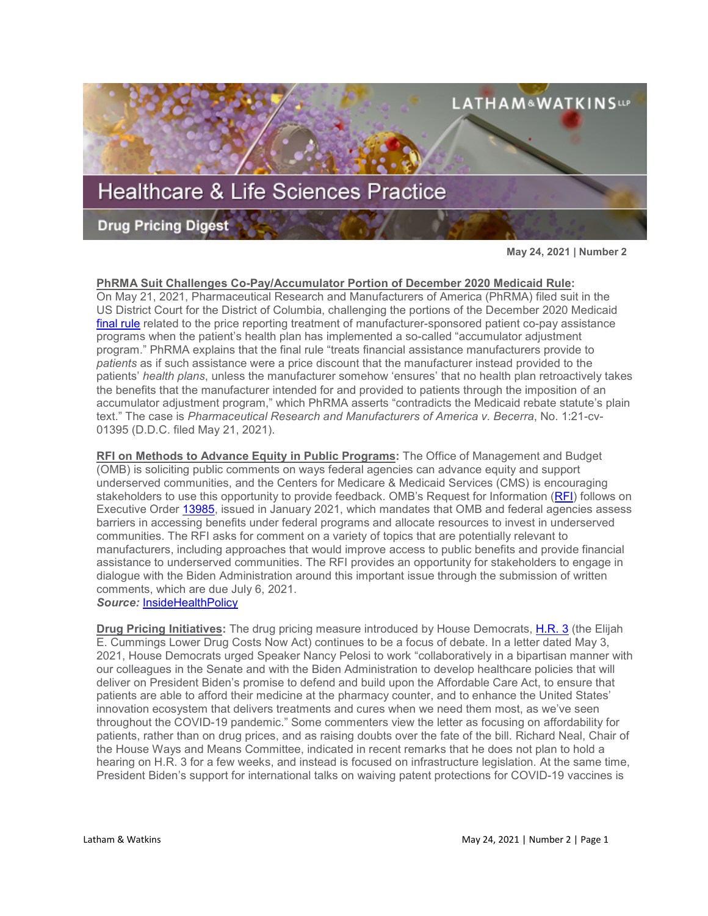# Healthcare & Life Sciences Practice

## Drug Pricing Digest

**May 24, 2021 | Number 2**

**PhRMA Suit Challenges Co-Pay/Accumulator Portion of December 2020 Medicaid Rule:** On May 21, 2021, Pharmaceutical Research and Manufacturers of America (PhRMA) filed suit in the US District Court for the District of Columbia, challenging the portions of the December 2020 Medicaid final rule related to the price reporting treatment of manufacturer-sponsored patient co-pay assistance programs when the patient's health plan has implemented a so-called "accumulator adjustment program." PhRMA explains that the final rule "treats financial assistance manufacturers provide to *patients* as if such assistance were a price discount that the manufacturer instead provided to the patients' *health plans*, unless the manufacturer somehow 'ensures' that no health plan retroactively takes the benefits that the manufacturer intended for and provided to patients through the imposition of an accumulator adjustment program," which PhRMA asserts "contradicts the Medicaid rebate statute's plain text." The case is *Pharmaceutical Research and Manufacturers of America v. Becerra*, No. 1:21-cv-01395 (D.D.C. filed May 21, 2021).

**RFI on Methods to Advance Equity in Public Programs:** The Office of Management and Budget (OMB) is soliciting public comments on ways federal agencies can advance equity and support underserved communities, and the Centers for Medicare & Medicaid Services (CMS) is encouraging stakeholders to use this opportunity to provide feedback. OMB's Request for Information (RFI) follows on Executive Order 13985, issued in January 2021, which mandates that OMB and federal agencies assess barriers in accessing benefits under federal programs and allocate resources to invest in underserved communities. The RFI asks for comment on a variety of topics that are potentially relevant to manufacturers, including approaches that would improve access to public benefits and provide financial assistance to underserved communities. The RFI provides an opportunity for stakeholders to engage in dialogue with the Biden Administration around this important issue through the submission of written comments, which are due July 6, 2021.
***Source:*** InsideHealthPolicy

**Drug Pricing Initiatives:** The drug pricing measure introduced by House Democrats, H.R. 3 (the Elijah E. Cummings Lower Drug Costs Now Act) continues to be a focus of debate. In a letter dated May 3, 2021, House Democrats urged Speaker Nancy Pelosi to work "collaboratively in a bipartisan manner with our colleagues in the Senate and with the Biden Administration to develop healthcare policies that will deliver on President Biden's promise to defend and build upon the Affordable Care Act, to ensure that patients are able to afford their medicine at the pharmacy counter, and to enhance the United States' innovation ecosystem that delivers treatments and cures when we need them most, as we've seen throughout the COVID-19 pandemic." Some commenters view the letter as focusing on affordability for patients, rather than on drug prices, and as raising doubts over the fate of the bill. Richard Neal, Chair of the House Ways and Means Committee, indicated in recent remarks that he does not plan to hold a hearing on H.R. 3 for a few weeks, and instead is focused on infrastructure legislation. At the same time, President Biden's support for international talks on waiving patent protections for COVID-19 vaccines is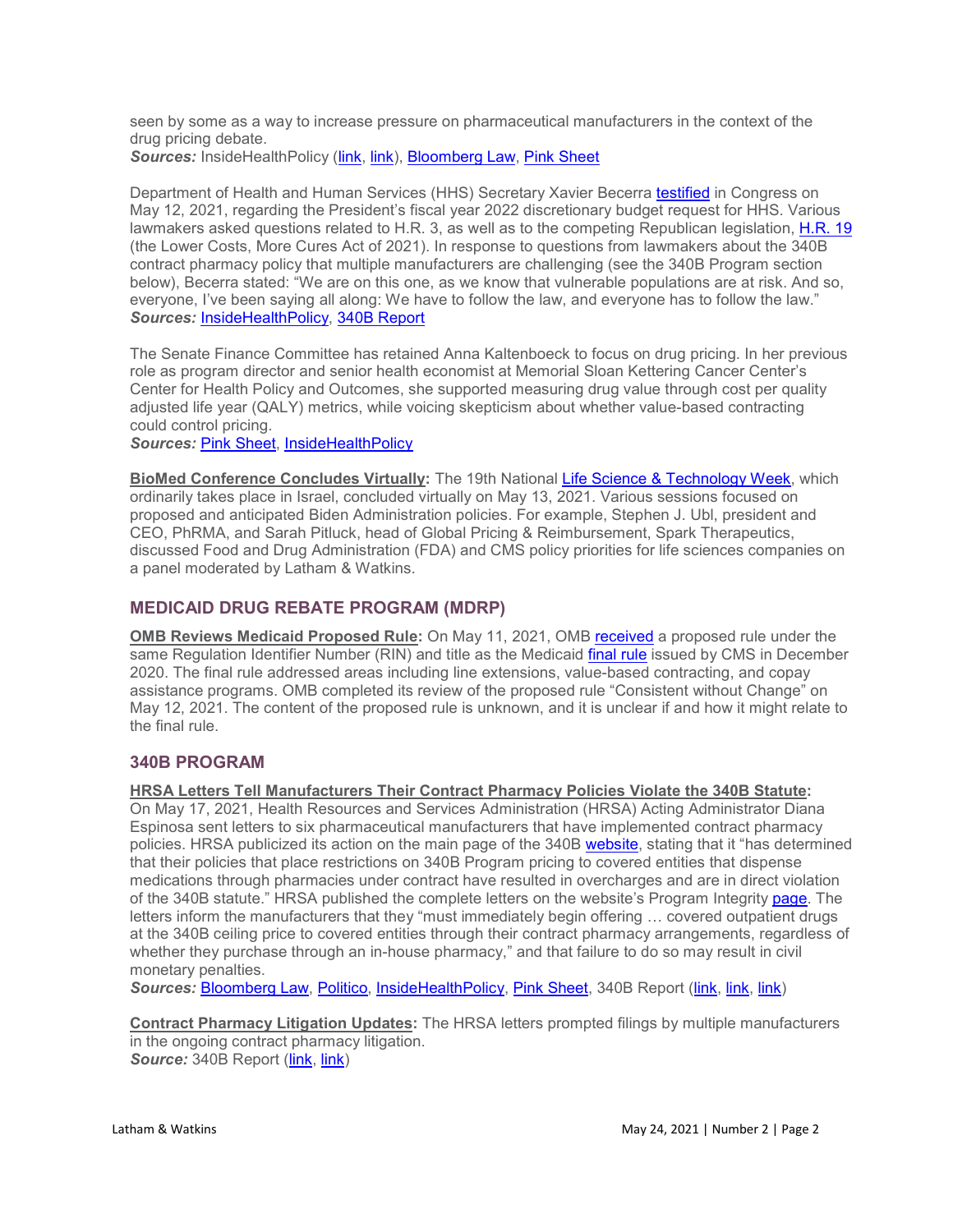seen by some as a way to increase pressure on pharmaceutical manufacturers in the context of the drug pricing debate.
***Sources:*** InsideHealthPolicy (link, link), Bloomberg Law, Pink Sheet

Department of Health and Human Services (HHS) Secretary Xavier Becerra testified in Congress on May 12, 2021, regarding the President's fiscal year 2022 discretionary budget request for HHS. Various lawmakers asked questions related to H.R. 3, as well as to the competing Republican legislation, H.R. 19 (the Lower Costs, More Cures Act of 2021). In response to questions from lawmakers about the 340B contract pharmacy policy that multiple manufacturers are challenging (see the 340B Program section below), Becerra stated: "We are on this one, as we know that vulnerable populations are at risk. And so, everyone, I've been saying all along: We have to follow the law, and everyone has to follow the law."
***Sources:*** InsideHealthPolicy, 340B Report

The Senate Finance Committee has retained Anna Kaltenboeck to focus on drug pricing. In her previous role as program director and senior health economist at Memorial Sloan Kettering Cancer Center's Center for Health Policy and Outcomes, she supported measuring drug value through cost per quality adjusted life year (QALY) metrics, while voicing skepticism about whether value-based contracting could control pricing.
***Sources:*** Pink Sheet, InsideHealthPolicy

**BioMed Conference Concludes Virtually:** The 19th National Life Science & Technology Week, which ordinarily takes place in Israel, concluded virtually on May 13, 2021. Various sessions focused on proposed and anticipated Biden Administration policies. For example, Stephen J. Ubl, president and CEO, PhRMA, and Sarah Pitluck, head of Global Pricing & Reimbursement, Spark Therapeutics, discussed Food and Drug Administration (FDA) and CMS policy priorities for life sciences companies on a panel moderated by Latham & Watkins.

## MEDICAID DRUG REBATE PROGRAM (MDRP)

**OMB Reviews Medicaid Proposed Rule:** On May 11, 2021, OMB received a proposed rule under the same Regulation Identifier Number (RIN) and title as the Medicaid final rule issued by CMS in December 2020. The final rule addressed areas including line extensions, value-based contracting, and copay assistance programs. OMB completed its review of the proposed rule "Consistent without Change" on May 12, 2021. The content of the proposed rule is unknown, and it is unclear if and how it might relate to the final rule.

## 340B PROGRAM

**HRSA Letters Tell Manufacturers Their Contract Pharmacy Policies Violate the 340B Statute:** On May 17, 2021, Health Resources and Services Administration (HRSA) Acting Administrator Diana Espinosa sent letters to six pharmaceutical manufacturers that have implemented contract pharmacy policies. HRSA publicized its action on the main page of the 340B website, stating that it "has determined that their policies that place restrictions on 340B Program pricing to covered entities that dispense medications through pharmacies under contract have resulted in overcharges and are in direct violation of the 340B statute." HRSA published the complete letters on the website's Program Integrity page. The letters inform the manufacturers that they "must immediately begin offering … covered outpatient drugs at the 340B ceiling price to covered entities through their contract pharmacy arrangements, regardless of whether they purchase through an in-house pharmacy," and that failure to do so may result in civil monetary penalties.
***Sources:*** Bloomberg Law, Politico, InsideHealthPolicy, Pink Sheet, 340B Report (link, link, link)

**Contract Pharmacy Litigation Updates:** The HRSA letters prompted filings by multiple manufacturers in the ongoing contract pharmacy litigation.
***Source:*** 340B Report (link, link)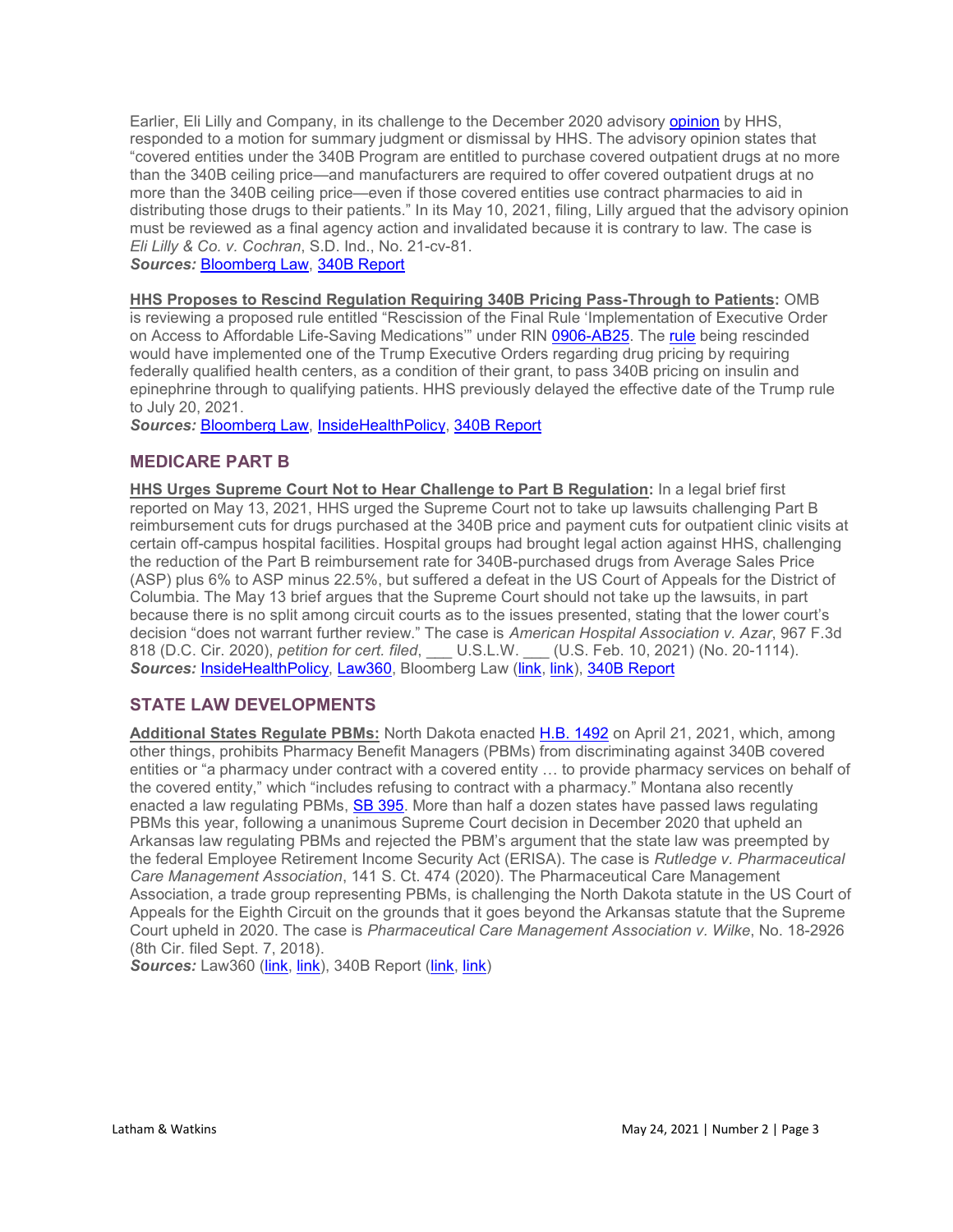Earlier, Eli Lilly and Company, in its challenge to the December 2020 advisory opinion by HHS, responded to a motion for summary judgment or dismissal by HHS. The advisory opinion states that "covered entities under the 340B Program are entitled to purchase covered outpatient drugs at no more than the 340B ceiling price—and manufacturers are required to offer covered outpatient drugs at no more than the 340B ceiling price—even if those covered entities use contract pharmacies to aid in distributing those drugs to their patients." In its May 10, 2021, filing, Lilly argued that the advisory opinion must be reviewed as a final agency action and invalidated because it is contrary to law. The case is *Eli Lilly & Co. v. Cochran*, S.D. Ind., No. 21-cv-81.
***Sources:*** Bloomberg Law, 340B Report

**HHS Proposes to Rescind Regulation Requiring 340B Pricing Pass-Through to Patients:** OMB is reviewing a proposed rule entitled "Rescission of the Final Rule 'Implementation of Executive Order on Access to Affordable Life-Saving Medications'" under RIN 0906-AB25. The rule being rescinded would have implemented one of the Trump Executive Orders regarding drug pricing by requiring federally qualified health centers, as a condition of their grant, to pass 340B pricing on insulin and epinephrine through to qualifying patients. HHS previously delayed the effective date of the Trump rule to July 20, 2021.
***Sources:*** Bloomberg Law, InsideHealthPolicy, 340B Report

## MEDICARE PART B

**HHS Urges Supreme Court Not to Hear Challenge to Part B Regulation:** In a legal brief first reported on May 13, 2021, HHS urged the Supreme Court not to take up lawsuits challenging Part B reimbursement cuts for drugs purchased at the 340B price and payment cuts for outpatient clinic visits at certain off-campus hospital facilities. Hospital groups had brought legal action against HHS, challenging the reduction of the Part B reimbursement rate for 340B-purchased drugs from Average Sales Price (ASP) plus 6% to ASP minus 22.5%, but suffered a defeat in the US Court of Appeals for the District of Columbia. The May 13 brief argues that the Supreme Court should not take up the lawsuits, in part because there is no split among circuit courts as to the issues presented, stating that the lower court's decision "does not warrant further review." The case is *American Hospital Association v. Azar*, 967 F.3d 818 (D.C. Cir. 2020), *petition for cert. filed*, ___ U.S.L.W. ___ (U.S. Feb. 10, 2021) (No. 20-1114).
***Sources:*** InsideHealthPolicy, Law360, Bloomberg Law (link, link), 340B Report

## STATE LAW DEVELOPMENTS

**Additional States Regulate PBMs:** North Dakota enacted H.B. 1492 on April 21, 2021, which, among other things, prohibits Pharmacy Benefit Managers (PBMs) from discriminating against 340B covered entities or "a pharmacy under contract with a covered entity … to provide pharmacy services on behalf of the covered entity," which "includes refusing to contract with a pharmacy." Montana also recently enacted a law regulating PBMs, SB 395. More than half a dozen states have passed laws regulating PBMs this year, following a unanimous Supreme Court decision in December 2020 that upheld an Arkansas law regulating PBMs and rejected the PBM's argument that the state law was preempted by the federal Employee Retirement Income Security Act (ERISA). The case is *Rutledge v. Pharmaceutical Care Management Association*, 141 S. Ct. 474 (2020). The Pharmaceutical Care Management Association, a trade group representing PBMs, is challenging the North Dakota statute in the US Court of Appeals for the Eighth Circuit on the grounds that it goes beyond the Arkansas statute that the Supreme Court upheld in 2020. The case is *Pharmaceutical Care Management Association v. Wilke*, No. 18-2926 (8th Cir. filed Sept. 7, 2018).
***Sources:*** Law360 (link, link), 340B Report (link, link)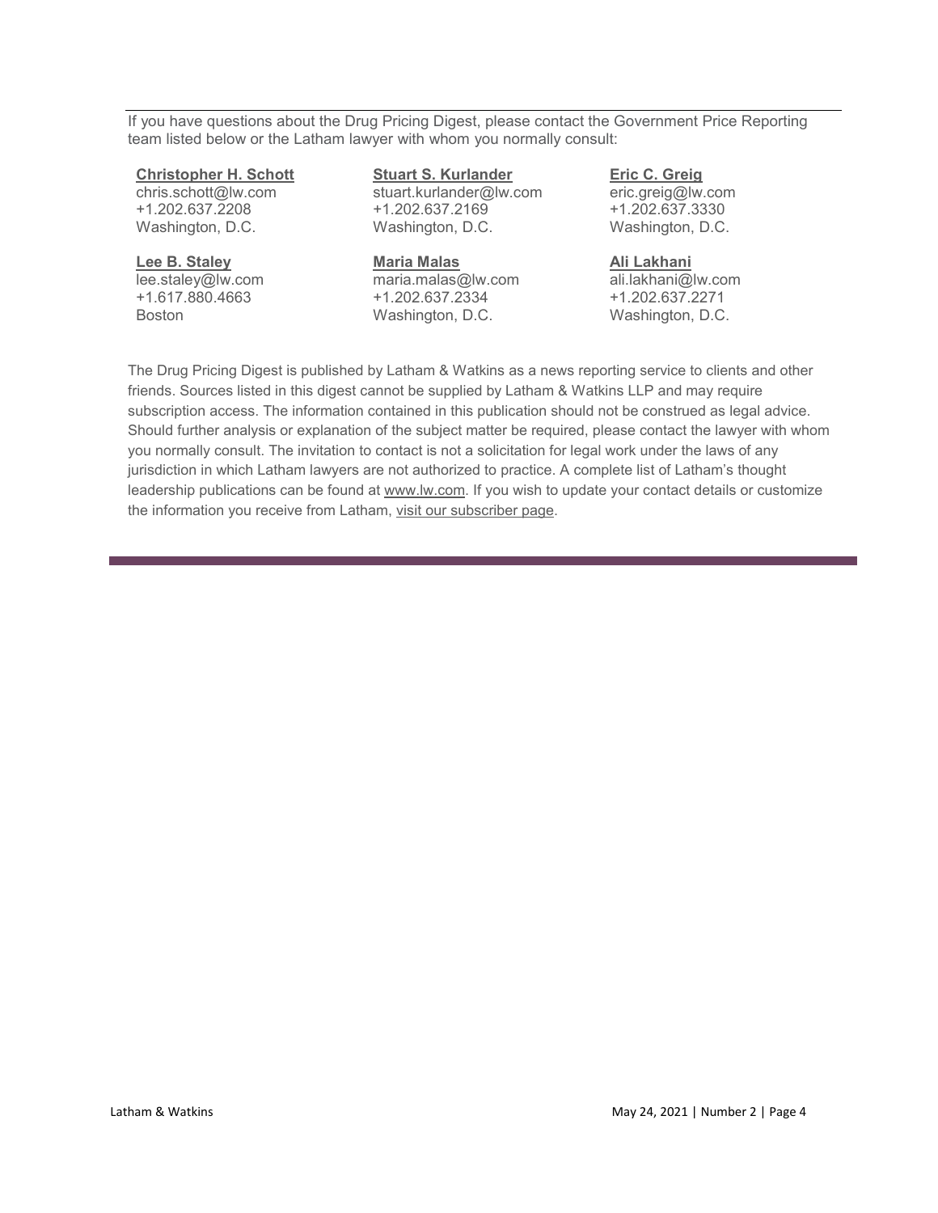If you have questions about the Drug Pricing Digest, please contact the Government Price Reporting team listed below or the Latham lawyer with whom you normally consult:

**Christopher H. Schott**
chris.schott@lw.com
+1.202.637.2208
Washington, D.C.

**Stuart S. Kurlander**
stuart.kurlander@lw.com
+1.202.637.2169
Washington, D.C.

**Eric C. Greig**
eric.greig@lw.com
+1.202.637.3330
Washington, D.C.

**Lee B. Staley**
lee.staley@lw.com
+1.617.880.4663
Boston

**Maria Malas**
maria.malas@lw.com
+1.202.637.2334
Washington, D.C.

**Ali Lakhani**
ali.lakhani@lw.com
+1.202.637.2271
Washington, D.C.

The Drug Pricing Digest is published by Latham & Watkins as a news reporting service to clients and other friends. Sources listed in this digest cannot be supplied by Latham & Watkins LLP and may require subscription access. The information contained in this publication should not be construed as legal advice. Should further analysis or explanation of the subject matter be required, please contact the lawyer with whom you normally consult. The invitation to contact is not a solicitation for legal work under the laws of any jurisdiction in which Latham lawyers are not authorized to practice. A complete list of Latham's thought leadership publications can be found at www.lw.com. If you wish to update your contact details or customize the information you receive from Latham, visit our subscriber page.